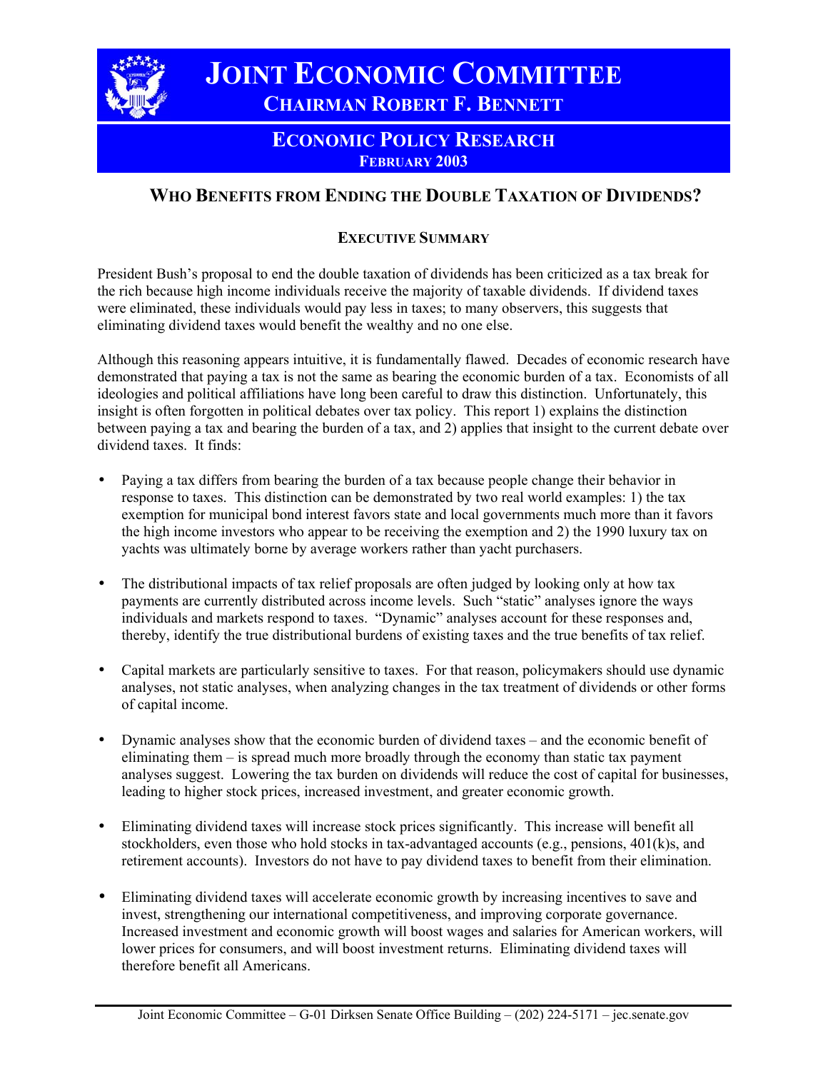# JOINT ECONOMIC COMMITTEE

## CHAIRMAN ROBERT F. BENNETT

## ECONOMIC POLICY RESEARCH

**FEBRUARY 2003**

# WHO BENEFITS FROM ENDING THE DOUBLE TAXATION OF DIVIDENDS?

## EXECUTIVE SUMMARY

President Bush's proposal to end the double taxation of dividends has been criticized as a tax break for the rich because high income individuals receive the majority of taxable dividends. If dividend taxes were eliminated, these individuals would pay less in taxes; to many observers, this suggests that eliminating dividend taxes would benefit the wealthy and no one else.

Although this reasoning appears intuitive, it is fundamentally flawed. Decades of economic research have demonstrated that paying a tax is not the same as bearing the economic burden of a tax. Economists of all ideologies and political affiliations have long been careful to draw this distinction. Unfortunately, this insight is often forgotten in political debates over tax policy. This report 1) explains the distinction between paying a tax and bearing the burden of a tax, and 2) applies that insight to the current debate over dividend taxes. It finds:

- Paying a tax differs from bearing the burden of a tax because people change their behavior in response to taxes. This distinction can be demonstrated by two real world examples: 1) the tax exemption for municipal bond interest favors state and local governments much more than it favors the high income investors who appear to be receiving the exemption and 2) the 1990 luxury tax on yachts was ultimately borne by average workers rather than yacht purchasers.

- The distributional impacts of tax relief proposals are often judged by looking only at how tax payments are currently distributed across income levels. Such "static" analyses ignore the ways individuals and markets respond to taxes. "Dynamic" analyses account for these responses and, thereby, identify the true distributional burdens of existing taxes and the true benefits of tax relief.

- Capital markets are particularly sensitive to taxes. For that reason, policymakers should use dynamic analyses, not static analyses, when analyzing changes in the tax treatment of dividends or other forms of capital income.

- Dynamic analyses show that the economic burden of dividend taxes – and the economic benefit of eliminating them – is spread much more broadly through the economy than static tax payment analyses suggest. Lowering the tax burden on dividends will reduce the cost of capital for businesses, leading to higher stock prices, increased investment, and greater economic growth.

- Eliminating dividend taxes will increase stock prices significantly. This increase will benefit all stockholders, even those who hold stocks in tax-advantaged accounts (e.g., pensions, 401(k)s, and retirement accounts). Investors do not have to pay dividend taxes to benefit from their elimination.

- Eliminating dividend taxes will accelerate economic growth by increasing incentives to save and invest, strengthening our international competitiveness, and improving corporate governance. Increased investment and economic growth will boost wages and salaries for American workers, will lower prices for consumers, and will boost investment returns. Eliminating dividend taxes will therefore benefit all Americans.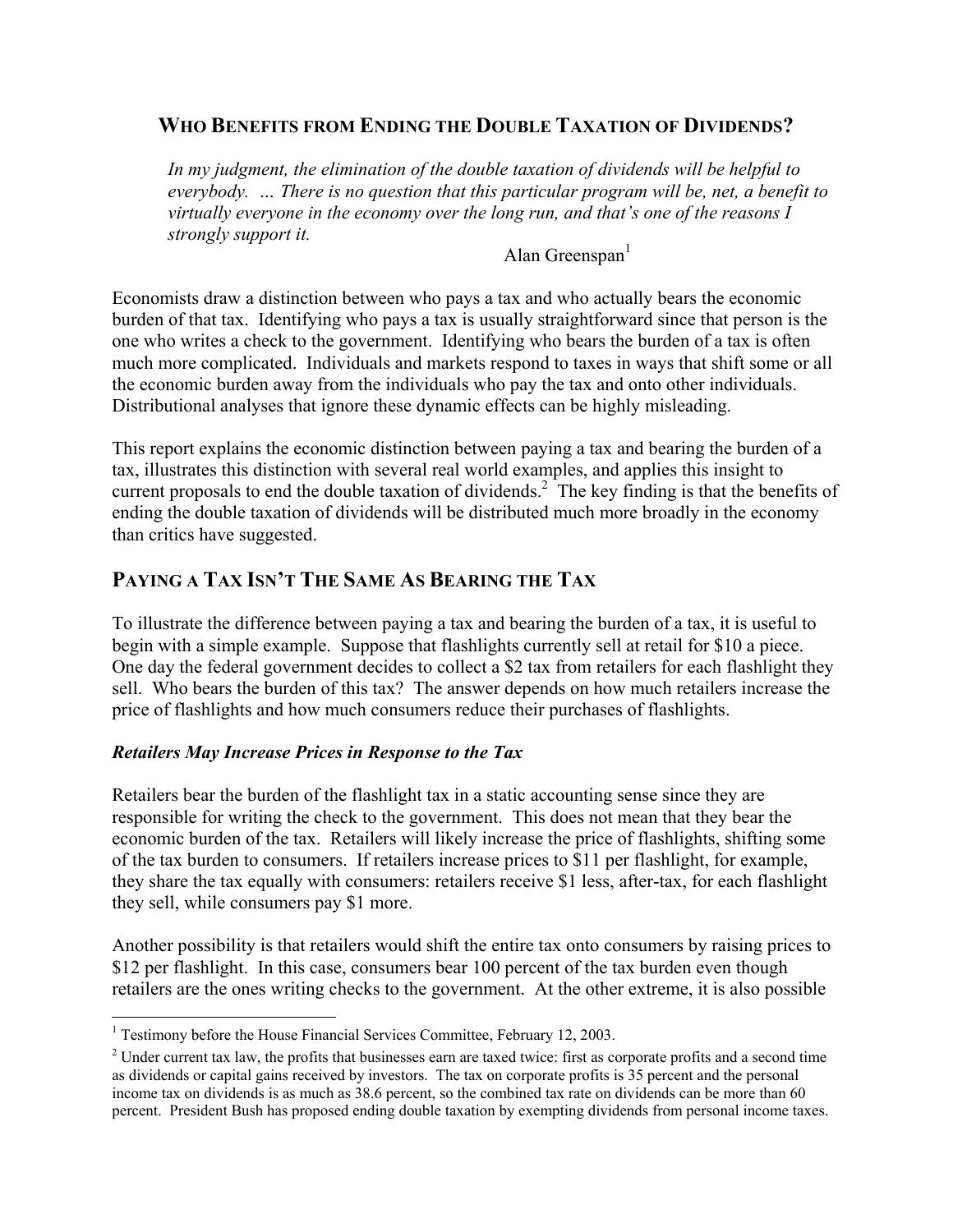## WHO BENEFITS FROM ENDING THE DOUBLE TAXATION OF DIVIDENDS?

> *In my judgment, the elimination of the double taxation of dividends will be helpful to everybody. … There is no question that this particular program will be, net, a benefit to virtually everyone in the economy over the long run, and that's one of the reasons I strongly support it.*
>
> Alan Greenspan[1]

Economists draw a distinction between who pays a tax and who actually bears the economic burden of that tax. Identifying who pays a tax is usually straightforward since that person is the one who writes a check to the government. Identifying who bears the burden of a tax is often much more complicated. Individuals and markets respond to taxes in ways that shift some or all the economic burden away from the individuals who pay the tax and onto other individuals. Distributional analyses that ignore these dynamic effects can be highly misleading.

This report explains the economic distinction between paying a tax and bearing the burden of a tax, illustrates this distinction with several real world examples, and applies this insight to current proposals to end the double taxation of dividends.[2] The key finding is that the benefits of ending the double taxation of dividends will be distributed much more broadly in the economy than critics have suggested.

## PAYING A TAX ISN'T THE SAME AS BEARING THE TAX

To illustrate the difference between paying a tax and bearing the burden of a tax, it is useful to begin with a simple example. Suppose that flashlights currently sell at retail for $10 a piece. One day the federal government decides to collect a $2 tax from retailers for each flashlight they sell. Who bears the burden of this tax? The answer depends on how much retailers increase the price of flashlights and how much consumers reduce their purchases of flashlights.

### *Retailers May Increase Prices in Response to the Tax*

Retailers bear the burden of the flashlight tax in a static accounting sense since they are responsible for writing the check to the government. This does not mean that they bear the economic burden of the tax. Retailers will likely increase the price of flashlights, shifting some of the tax burden to consumers. If retailers increase prices to $11 per flashlight, for example, they share the tax equally with consumers: retailers receive $1 less, after-tax, for each flashlight they sell, while consumers pay $1 more.

Another possibility is that retailers would shift the entire tax onto consumers by raising prices to $12 per flashlight. In this case, consumers bear 100 percent of the tax burden even though retailers are the ones writing checks to the government. At the other extreme, it is also possible

[1] Testimony before the House Financial Services Committee, February 12, 2003.

[2] Under current tax law, the profits that businesses earn are taxed twice: first as corporate profits and a second time as dividends or capital gains received by investors. The tax on corporate profits is 35 percent and the personal income tax on dividends is as much as 38.6 percent, so the combined tax rate on dividends can be more than 60 percent. President Bush has proposed ending double taxation by exempting dividends from personal income taxes.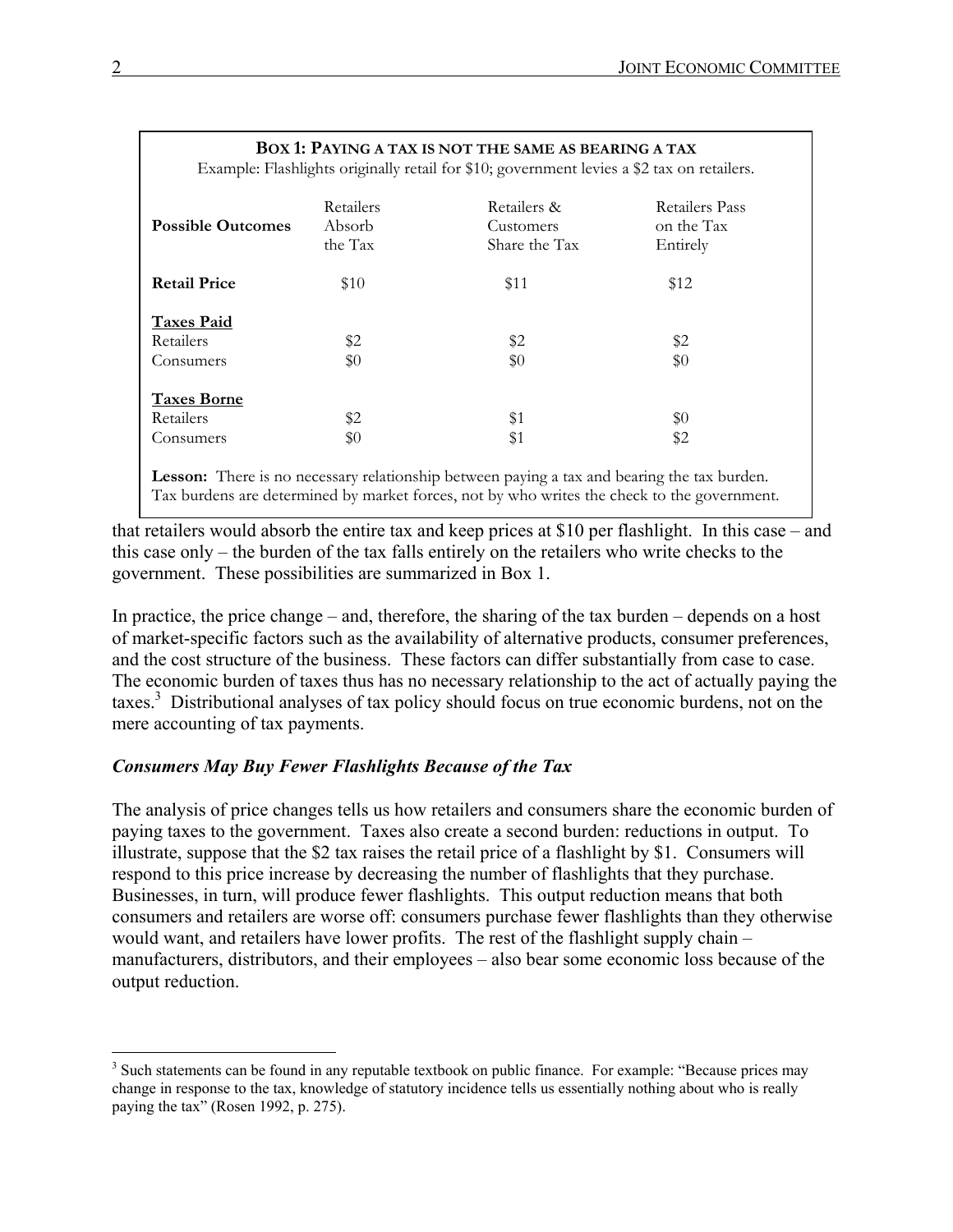**BOX 1: PAYING A TAX IS NOT THE SAME AS BEARING A TAX**

Example: Flashlights originally retail for $10; government levies a $2 tax on retailers.

| **Possible Outcomes** | Retailers Absorb the Tax | Retailers & Customers Share the Tax | Retailers Pass on the Tax Entirely |
|---|---|---|---|
| **Retail Price** | $10 | $11 | $12 |
| **<u>Taxes Paid</u>** | | | |
| Retailers | $2 | $2 | $2 |
| Consumers | $0 | $0 | $0 |
| **<u>Taxes Borne</u>** | | | |
| Retailers | $2 | $1 | $0 |
| Consumers | $0 | $1 | $2 |

**Lesson:** There is no necessary relationship between paying a tax and bearing the tax burden. Tax burdens are determined by market forces, not by who writes the check to the government.

that retailers would absorb the entire tax and keep prices at $10 per flashlight. In this case – and this case only – the burden of the tax falls entirely on the retailers who write checks to the government. These possibilities are summarized in Box 1.

In practice, the price change – and, therefore, the sharing of the tax burden – depends on a host of market-specific factors such as the availability of alternative products, consumer preferences, and the cost structure of the business. These factors can differ substantially from case to case. The economic burden of taxes thus has no necessary relationship to the act of actually paying the taxes.[3] Distributional analyses of tax policy should focus on true economic burdens, not on the mere accounting of tax payments.

### *Consumers May Buy Fewer Flashlights Because of the Tax*

The analysis of price changes tells us how retailers and consumers share the economic burden of paying taxes to the government. Taxes also create a second burden: reductions in output. To illustrate, suppose that the $2 tax raises the retail price of a flashlight by $1. Consumers will respond to this price increase by decreasing the number of flashlights that they purchase. Businesses, in turn, will produce fewer flashlights. This output reduction means that both consumers and retailers are worse off: consumers purchase fewer flashlights than they otherwise would want, and retailers have lower profits. The rest of the flashlight supply chain – manufacturers, distributors, and their employees – also bear some economic loss because of the output reduction.

---

[3] Such statements can be found in any reputable textbook on public finance. For example: "Because prices may change in response to the tax, knowledge of statutory incidence tells us essentially nothing about who is really paying the tax" (Rosen 1992, p. 275).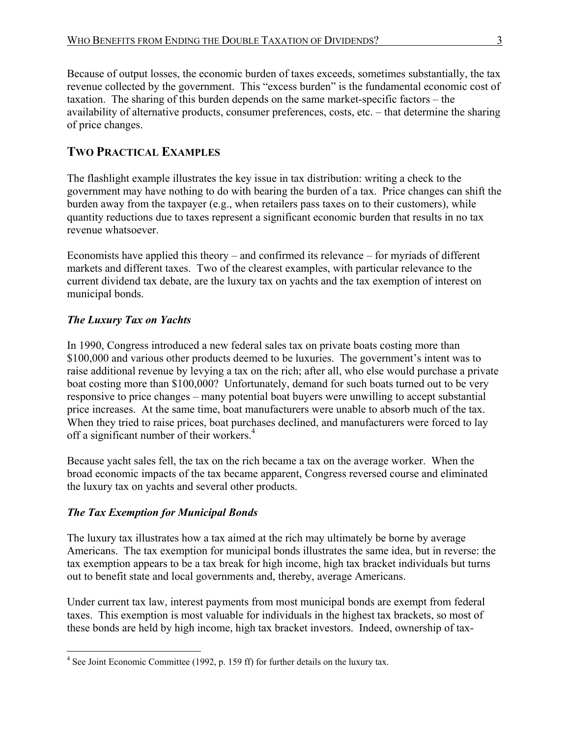Because of output losses, the economic burden of taxes exceeds, sometimes substantially, the tax revenue collected by the government. This "excess burden" is the fundamental economic cost of taxation. The sharing of this burden depends on the same market-specific factors – the availability of alternative products, consumer preferences, costs, etc. – that determine the sharing of price changes.

## TWO PRACTICAL EXAMPLES

The flashlight example illustrates the key issue in tax distribution: writing a check to the government may have nothing to do with bearing the burden of a tax. Price changes can shift the burden away from the taxpayer (e.g., when retailers pass taxes on to their customers), while quantity reductions due to taxes represent a significant economic burden that results in no tax revenue whatsoever.

Economists have applied this theory – and confirmed its relevance – for myriads of different markets and different taxes. Two of the clearest examples, with particular relevance to the current dividend tax debate, are the luxury tax on yachts and the tax exemption of interest on municipal bonds.

### *The Luxury Tax on Yachts*

In 1990, Congress introduced a new federal sales tax on private boats costing more than $100,000 and various other products deemed to be luxuries. The government's intent was to raise additional revenue by levying a tax on the rich; after all, who else would purchase a private boat costing more than $100,000? Unfortunately, demand for such boats turned out to be very responsive to price changes – many potential boat buyers were unwilling to accept substantial price increases. At the same time, boat manufacturers were unable to absorb much of the tax. When they tried to raise prices, boat purchases declined, and manufacturers were forced to lay off a significant number of their workers.[4]

Because yacht sales fell, the tax on the rich became a tax on the average worker. When the broad economic impacts of the tax became apparent, Congress reversed course and eliminated the luxury tax on yachts and several other products.

### *The Tax Exemption for Municipal Bonds*

The luxury tax illustrates how a tax aimed at the rich may ultimately be borne by average Americans. The tax exemption for municipal bonds illustrates the same idea, but in reverse: the tax exemption appears to be a tax break for high income, high tax bracket individuals but turns out to benefit state and local governments and, thereby, average Americans.

Under current tax law, interest payments from most municipal bonds are exempt from federal taxes. This exemption is most valuable for individuals in the highest tax brackets, so most of these bonds are held by high income, high tax bracket investors. Indeed, ownership of tax-

[4] See Joint Economic Committee (1992, p. 159 ff) for further details on the luxury tax.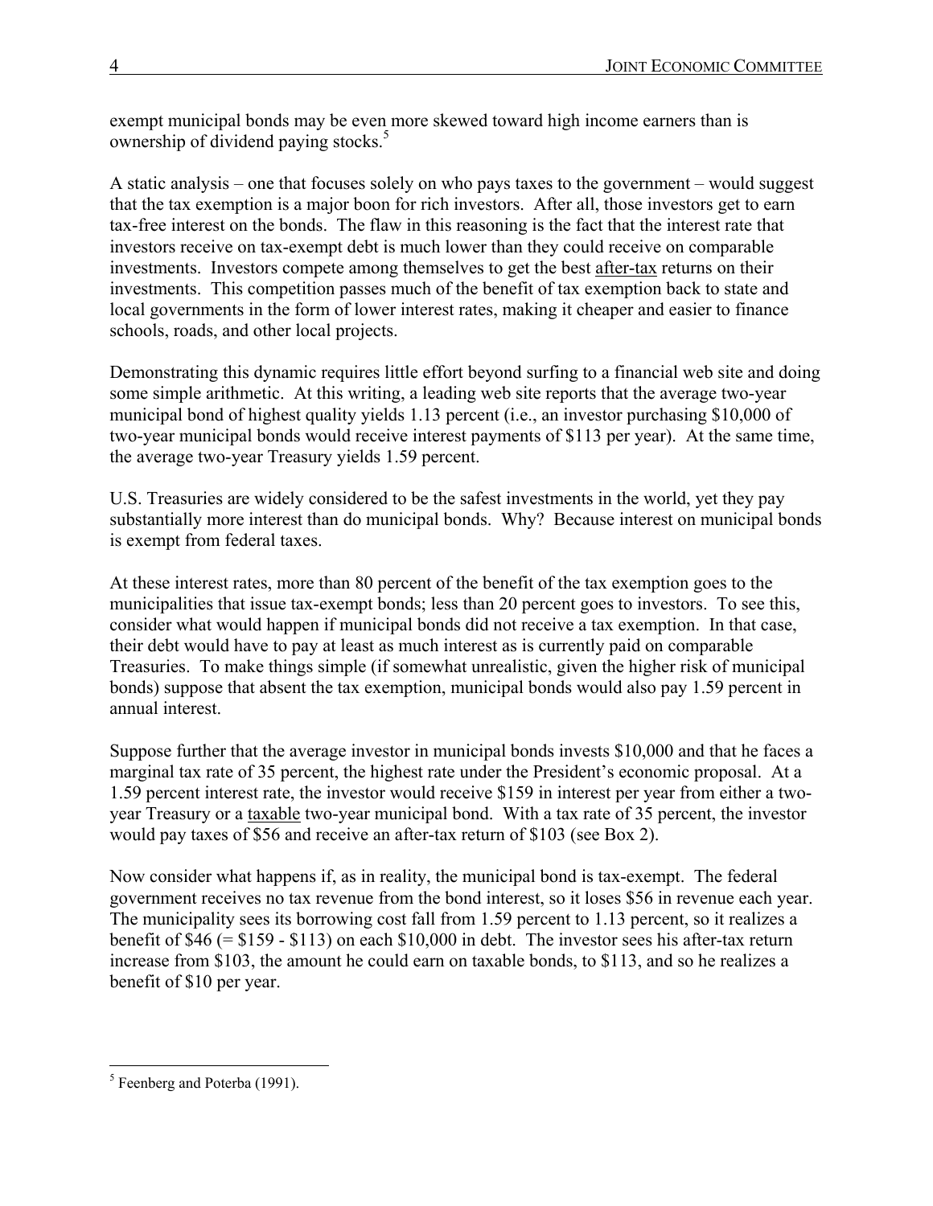exempt municipal bonds may be even more skewed toward high income earners than is ownership of dividend paying stocks.[5]

A static analysis – one that focuses solely on who pays taxes to the government – would suggest that the tax exemption is a major boon for rich investors. After all, those investors get to earn tax-free interest on the bonds. The flaw in this reasoning is the fact that the interest rate that investors receive on tax-exempt debt is much lower than they could receive on comparable investments. Investors compete among themselves to get the best <u>after-tax</u> returns on their investments. This competition passes much of the benefit of tax exemption back to state and local governments in the form of lower interest rates, making it cheaper and easier to finance schools, roads, and other local projects.

Demonstrating this dynamic requires little effort beyond surfing to a financial web site and doing some simple arithmetic. At this writing, a leading web site reports that the average two-year municipal bond of highest quality yields 1.13 percent (i.e., an investor purchasing $10,000 of two-year municipal bonds would receive interest payments of $113 per year). At the same time, the average two-year Treasury yields 1.59 percent.

U.S. Treasuries are widely considered to be the safest investments in the world, yet they pay substantially more interest than do municipal bonds. Why? Because interest on municipal bonds is exempt from federal taxes.

At these interest rates, more than 80 percent of the benefit of the tax exemption goes to the municipalities that issue tax-exempt bonds; less than 20 percent goes to investors. To see this, consider what would happen if municipal bonds did not receive a tax exemption. In that case, their debt would have to pay at least as much interest as is currently paid on comparable Treasuries. To make things simple (if somewhat unrealistic, given the higher risk of municipal bonds) suppose that absent the tax exemption, municipal bonds would also pay 1.59 percent in annual interest.

Suppose further that the average investor in municipal bonds invests $10,000 and that he faces a marginal tax rate of 35 percent, the highest rate under the President's economic proposal. At a 1.59 percent interest rate, the investor would receive $159 in interest per year from either a two-year Treasury or a <u>taxable</u> two-year municipal bond. With a tax rate of 35 percent, the investor would pay taxes of $56 and receive an after-tax return of $103 (see Box 2).

Now consider what happens if, as in reality, the municipal bond is tax-exempt. The federal government receives no tax revenue from the bond interest, so it loses $56 in revenue each year. The municipality sees its borrowing cost fall from 1.59 percent to 1.13 percent, so it realizes a benefit of $46 (= $159 - $113) on each $10,000 in debt. The investor sees his after-tax return increase from $103, the amount he could earn on taxable bonds, to $113, and so he realizes a benefit of $10 per year.

---

[5] Feenberg and Poterba (1991).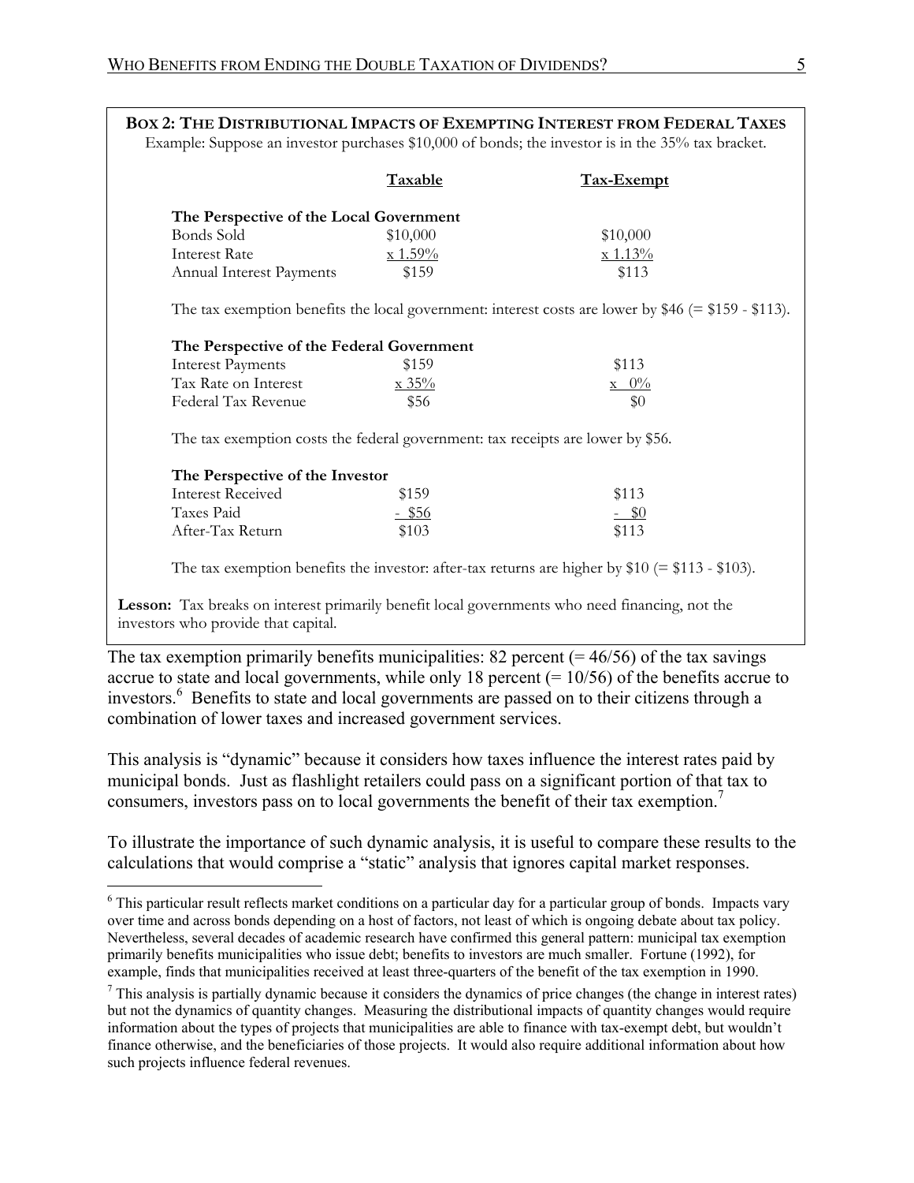**BOX 2: THE DISTRIBUTIONAL IMPACTS OF EXEMPTING INTEREST FROM FEDERAL TAXES**

Example: Suppose an investor purchases $10,000 of bonds; the investor is in the 35% tax bracket.

| | Taxable | Tax-Exempt |
|---|---|---|
| **The Perspective of the Local Government** | | |
| Bonds Sold | $10,000 | $10,000 |
| Interest Rate | x 1.59% | x 1.13% |
| Annual Interest Payments | $159 | $113 |

The tax exemption benefits the local government: interest costs are lower by $46 (= $159 - $113).

| | Taxable | Tax-Exempt |
|---|---|---|
| **The Perspective of the Federal Government** | | |
| Interest Payments | $159 | $113 |
| Tax Rate on Interest | x 35% | x 0% |
| Federal Tax Revenue | $56 | $0 |

The tax exemption costs the federal government: tax receipts are lower by $56.

| | Taxable | Tax-Exempt |
|---|---|---|
| **The Perspective of the Investor** | | |
| Interest Received | $159 | $113 |
| Taxes Paid | - $56 | - $0 |
| After-Tax Return | $103 | $113 |

The tax exemption benefits the investor: after-tax returns are higher by $10 (= $113 - $103).

**Lesson:** Tax breaks on interest primarily benefit local governments who need financing, not the investors who provide that capital.

The tax exemption primarily benefits municipalities: 82 percent (= 46/56) of the tax savings accrue to state and local governments, while only 18 percent (= 10/56) of the benefits accrue to investors.[6] Benefits to state and local governments are passed on to their citizens through a combination of lower taxes and increased government services.

This analysis is "dynamic" because it considers how taxes influence the interest rates paid by municipal bonds. Just as flashlight retailers could pass on a significant portion of that tax to consumers, investors pass on to local governments the benefit of their tax exemption.[7]

To illustrate the importance of such dynamic analysis, it is useful to compare these results to the calculations that would comprise a "static" analysis that ignores capital market responses.

---

[6] This particular result reflects market conditions on a particular day for a particular group of bonds. Impacts vary over time and across bonds depending on a host of factors, not least of which is ongoing debate about tax policy. Nevertheless, several decades of academic research have confirmed this general pattern: municipal tax exemption primarily benefits municipalities who issue debt; benefits to investors are much smaller. Fortune (1992), for example, finds that municipalities received at least three-quarters of the benefit of the tax exemption in 1990.

[7] This analysis is partially dynamic because it considers the dynamics of price changes (the change in interest rates) but not the dynamics of quantity changes. Measuring the distributional impacts of quantity changes would require information about the types of projects that municipalities are able to finance with tax-exempt debt, but wouldn't finance otherwise, and the beneficiaries of those projects. It would also require additional information about how such projects influence federal revenues.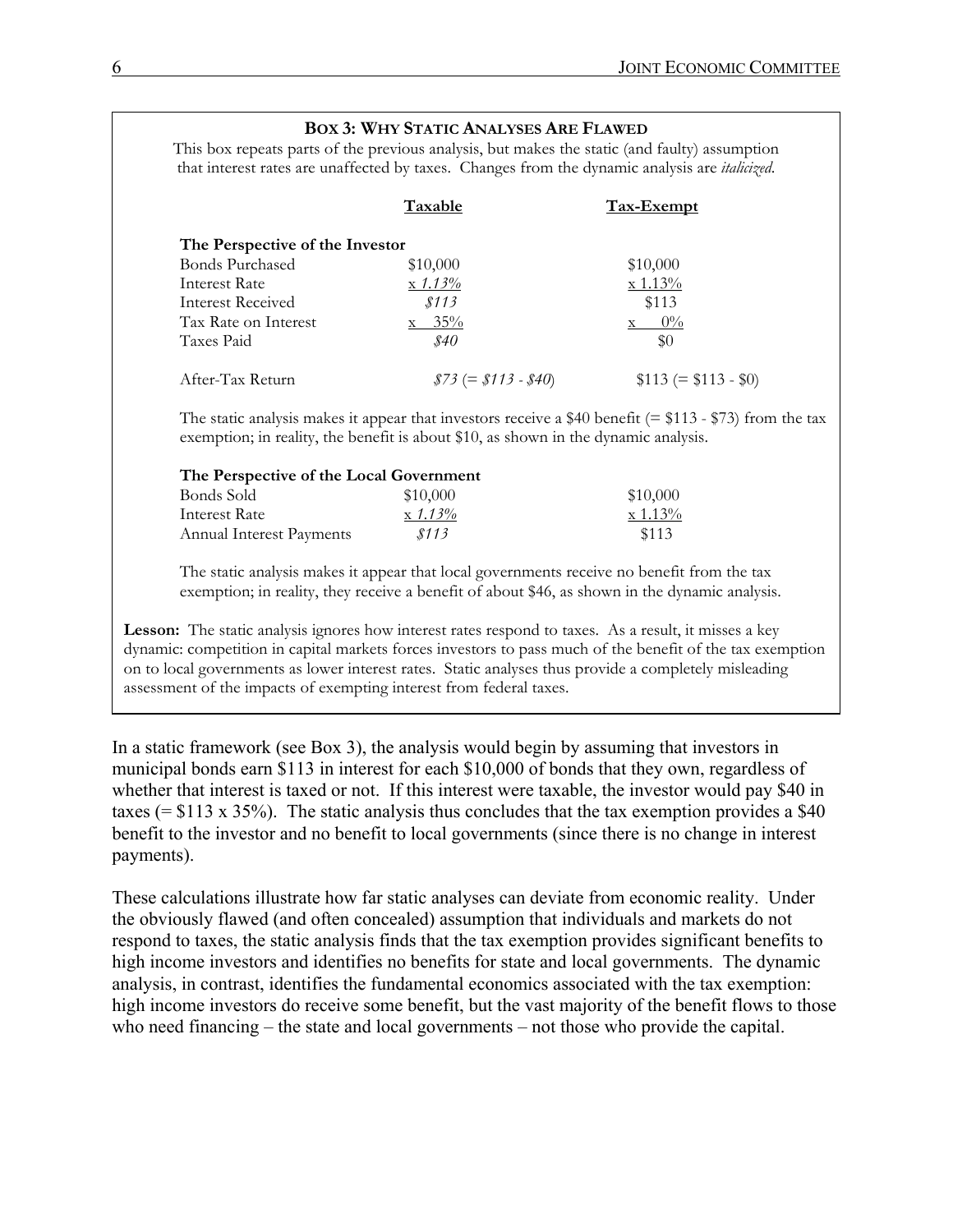### BOX 3: WHY STATIC ANALYSES ARE FLAWED

This box repeats parts of the previous analysis, but makes the static (and faulty) assumption that interest rates are unaffected by taxes. Changes from the dynamic analysis are *italicized*.

| | Taxable | Tax-Exempt |
|---|---|---|
| **The Perspective of the Investor** | | |
| Bonds Purchased | $10,000 | $10,000 |
| Interest Rate | x *1.13%* | x 1.13% |
| Interest Received | *$113* | $113 |
| Tax Rate on Interest | x 35% | x 0% |
| Taxes Paid | *$40* | $0 |
| After-Tax Return | *$73 (= $113 - $40)* | $113 (= $113 - $0) |

The static analysis makes it appear that investors receive a $40 benefit (= $113 - $73) from the tax exemption; in reality, the benefit is about $10, as shown in the dynamic analysis.

| | Taxable | Tax-Exempt |
|---|---|---|
| **The Perspective of the Local Government** | | |
| Bonds Sold | $10,000 | $10,000 |
| Interest Rate | x *1.13%* | x 1.13% |
| Annual Interest Payments | *$113* | $113 |

The static analysis makes it appear that local governments receive no benefit from the tax exemption; in reality, they receive a benefit of about $46, as shown in the dynamic analysis.

**Lesson:** The static analysis ignores how interest rates respond to taxes. As a result, it misses a key dynamic: competition in capital markets forces investors to pass much of the benefit of the tax exemption on to local governments as lower interest rates. Static analyses thus provide a completely misleading assessment of the impacts of exempting interest from federal taxes.

In a static framework (see Box 3), the analysis would begin by assuming that investors in municipal bonds earn $113 in interest for each $10,000 of bonds that they own, regardless of whether that interest is taxed or not. If this interest were taxable, the investor would pay $40 in taxes (= $113 x 35%). The static analysis thus concludes that the tax exemption provides a $40 benefit to the investor and no benefit to local governments (since there is no change in interest payments).

These calculations illustrate how far static analyses can deviate from economic reality. Under the obviously flawed (and often concealed) assumption that individuals and markets do not respond to taxes, the static analysis finds that the tax exemption provides significant benefits to high income investors and identifies no benefits for state and local governments. The dynamic analysis, in contrast, identifies the fundamental economics associated with the tax exemption: high income investors do receive some benefit, but the vast majority of the benefit flows to those who need financing – the state and local governments – not those who provide the capital.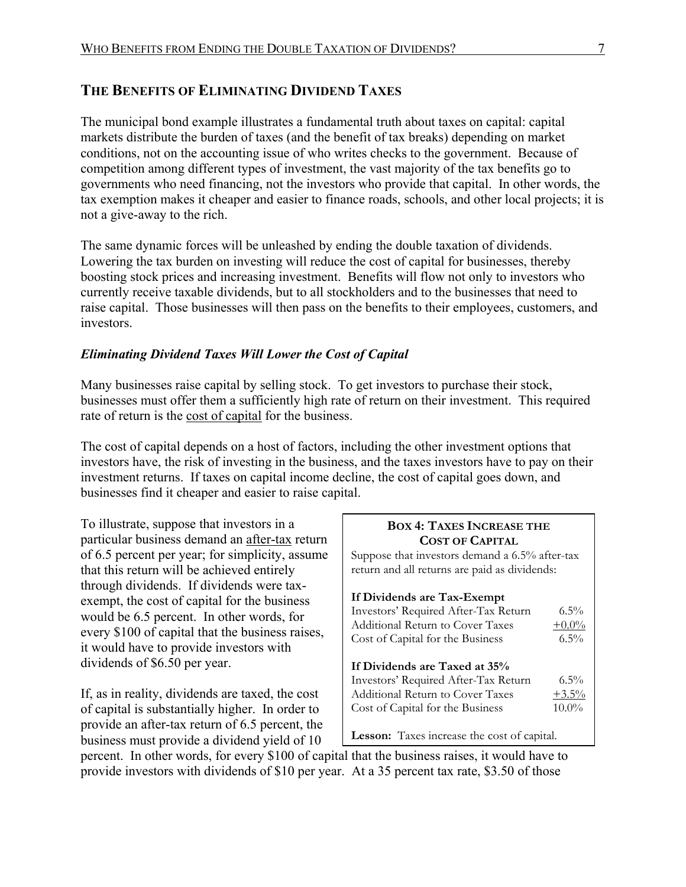## The Benefits of Eliminating Dividend Taxes

The municipal bond example illustrates a fundamental truth about taxes on capital: capital markets distribute the burden of taxes (and the benefit of tax breaks) depending on market conditions, not on the accounting issue of who writes checks to the government. Because of competition among different types of investment, the vast majority of the tax benefits go to governments who need financing, not the investors who provide that capital. In other words, the tax exemption makes it cheaper and easier to finance roads, schools, and other local projects; it is not a give-away to the rich.

The same dynamic forces will be unleashed by ending the double taxation of dividends. Lowering the tax burden on investing will reduce the cost of capital for businesses, thereby boosting stock prices and increasing investment. Benefits will flow not only to investors who currently receive taxable dividends, but to all stockholders and to the businesses that need to raise capital. Those businesses will then pass on the benefits to their employees, customers, and investors.

### *Eliminating Dividend Taxes Will Lower the Cost of Capital*

Many businesses raise capital by selling stock. To get investors to purchase their stock, businesses must offer them a sufficiently high rate of return on their investment. This required rate of return is the cost of capital for the business.

The cost of capital depends on a host of factors, including the other investment options that investors have, the risk of investing in the business, and the taxes investors have to pay on their investment returns. If taxes on capital income decline, the cost of capital goes down, and businesses find it cheaper and easier to raise capital.

To illustrate, suppose that investors in a particular business demand an after-tax return of 6.5 percent per year; for simplicity, assume that this return will be achieved entirely through dividends. If dividends were tax-exempt, the cost of capital for the business would be 6.5 percent. In other words, for every $100 of capital that the business raises, it would have to provide investors with dividends of $6.50 per year.

If, as in reality, dividends are taxed, the cost of capital is substantially higher. In order to provide an after-tax return of 6.5 percent, the business must provide a dividend yield of 10 percent. In other words, for every $100 of capital that the business raises, it would have to provide investors with dividends of $10 per year. At a 35 percent tax rate, $3.50 of those

**Box 4: Taxes Increase the Cost of Capital**

Suppose that investors demand a 6.5% after-tax return and all returns are paid as dividends:

| **If Dividends are Tax-Exempt** | |
|---|---|
| Investors' Required After-Tax Return | 6.5% |
| Additional Return to Cover Taxes | +0.0% |
| Cost of Capital for the Business | 6.5% |
| **If Dividends are Taxed at 35%** | |
| Investors' Required After-Tax Return | 6.5% |
| Additional Return to Cover Taxes | +3.5% |
| Cost of Capital for the Business | 10.0% |

**Lesson:** Taxes increase the cost of capital.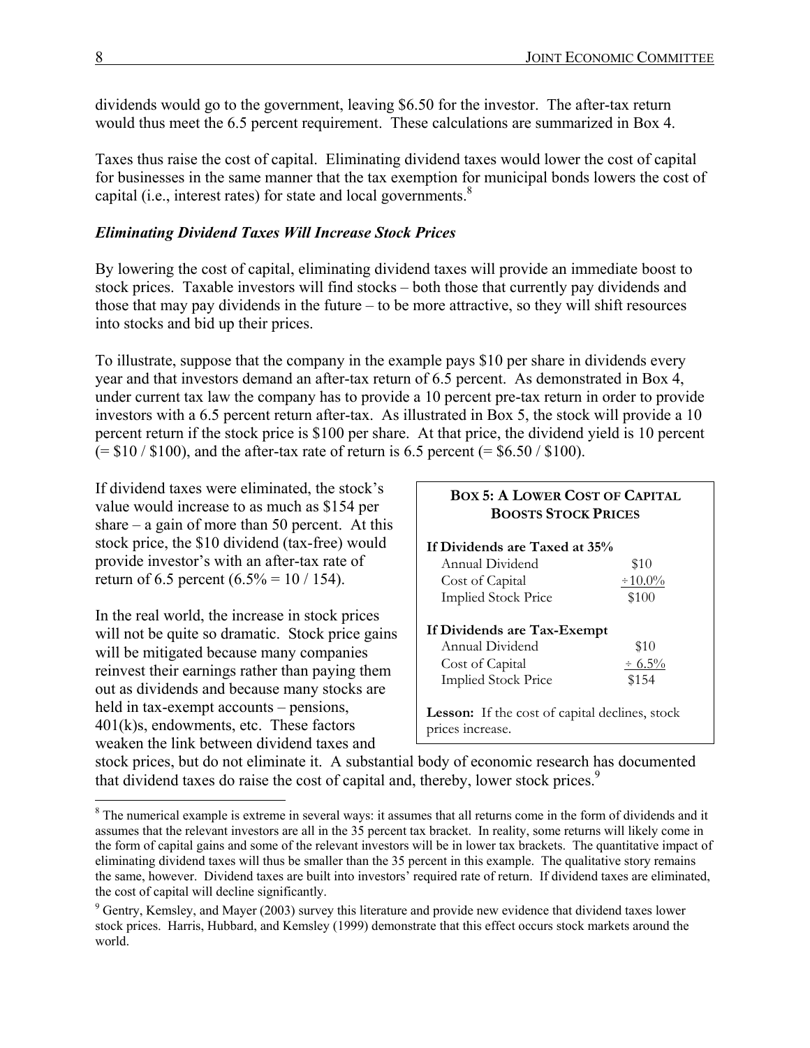dividends would go to the government, leaving $6.50 for the investor. The after-tax return would thus meet the 6.5 percent requirement. These calculations are summarized in Box 4.

Taxes thus raise the cost of capital. Eliminating dividend taxes would lower the cost of capital for businesses in the same manner that the tax exemption for municipal bonds lowers the cost of capital (i.e., interest rates) for state and local governments.[8]

### *Eliminating Dividend Taxes Will Increase Stock Prices*

By lowering the cost of capital, eliminating dividend taxes will provide an immediate boost to stock prices. Taxable investors will find stocks – both those that currently pay dividends and those that may pay dividends in the future – to be more attractive, so they will shift resources into stocks and bid up their prices.

To illustrate, suppose that the company in the example pays $10 per share in dividends every year and that investors demand an after-tax return of 6.5 percent. As demonstrated in Box 4, under current tax law the company has to provide a 10 percent pre-tax return in order to provide investors with a 6.5 percent return after-tax. As illustrated in Box 5, the stock will provide a 10 percent return if the stock price is $100 per share. At that price, the dividend yield is 10 percent (= $10 / $100), and the after-tax rate of return is 6.5 percent (= $6.50 / $100).

If dividend taxes were eliminated, the stock's value would increase to as much as $154 per share – a gain of more than 50 percent. At this stock price, the $10 dividend (tax-free) would provide investor's with an after-tax rate of return of 6.5 percent (6.5% = 10 / 154).

**BOX 5: A LOWER COST OF CAPITAL BOOSTS STOCK PRICES**

| | |
|---|---|
| **If Dividends are Taxed at 35%** | |
| Annual Dividend | $10 |
| Cost of Capital | ÷10.0% |
| Implied Stock Price | $100 |
| **If Dividends are Tax-Exempt** | |
| Annual Dividend | $10 |
| Cost of Capital | ÷ 6.5% |
| Implied Stock Price | $154 |

**Lesson:** If the cost of capital declines, stock prices increase.

In the real world, the increase in stock prices will not be quite so dramatic. Stock price gains will be mitigated because many companies reinvest their earnings rather than paying them out as dividends and because many stocks are held in tax-exempt accounts – pensions, 401(k)s, endowments, etc. These factors weaken the link between dividend taxes and stock prices, but do not eliminate it. A substantial body of economic research has documented that dividend taxes do raise the cost of capital and, thereby, lower stock prices.[9]

[8] The numerical example is extreme in several ways: it assumes that all returns come in the form of dividends and it assumes that the relevant investors are all in the 35 percent tax bracket. In reality, some returns will likely come in the form of capital gains and some of the relevant investors will be in lower tax brackets. The quantitative impact of eliminating dividend taxes will thus be smaller than the 35 percent in this example. The qualitative story remains the same, however. Dividend taxes are built into investors' required rate of return. If dividend taxes are eliminated, the cost of capital will decline significantly.

[9] Gentry, Kemsley, and Mayer (2003) survey this literature and provide new evidence that dividend taxes lower stock prices. Harris, Hubbard, and Kemsley (1999) demonstrate that this effect occurs stock markets around the world.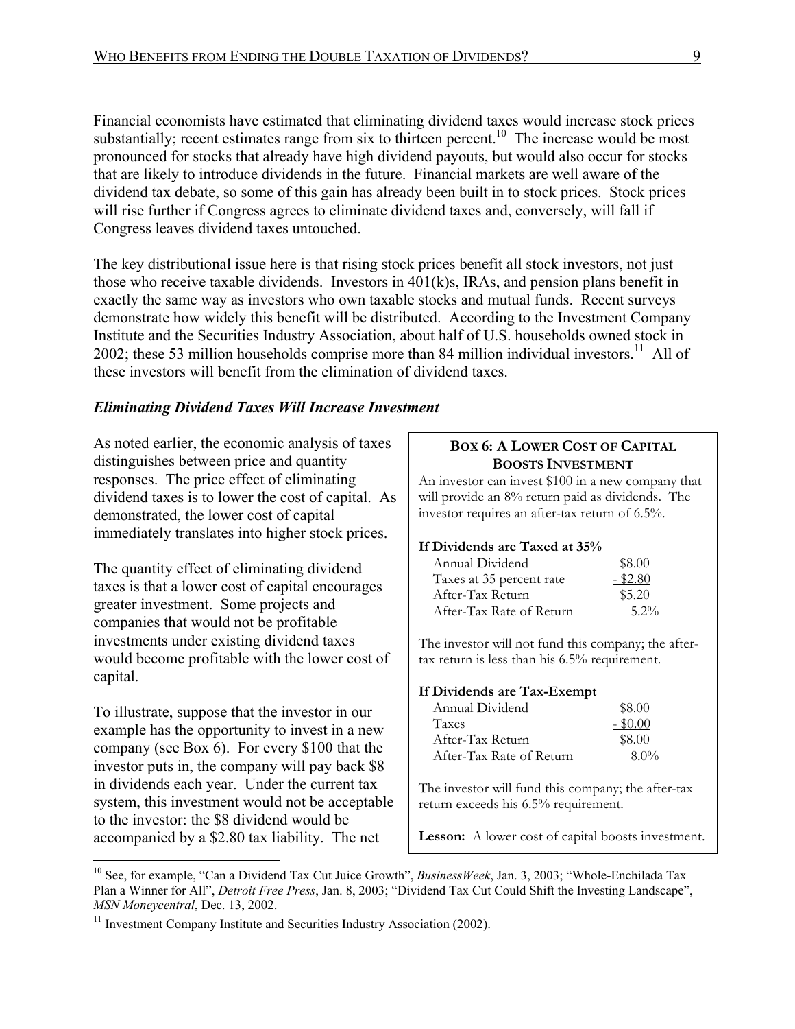Financial economists have estimated that eliminating dividend taxes would increase stock prices substantially; recent estimates range from six to thirteen percent.[10] The increase would be most pronounced for stocks that already have high dividend payouts, but would also occur for stocks that are likely to introduce dividends in the future. Financial markets are well aware of the dividend tax debate, so some of this gain has already been built in to stock prices. Stock prices will rise further if Congress agrees to eliminate dividend taxes and, conversely, will fall if Congress leaves dividend taxes untouched.

The key distributional issue here is that rising stock prices benefit all stock investors, not just those who receive taxable dividends. Investors in 401(k)s, IRAs, and pension plans benefit in exactly the same way as investors who own taxable stocks and mutual funds. Recent surveys demonstrate how widely this benefit will be distributed. According to the Investment Company Institute and the Securities Industry Association, about half of U.S. households owned stock in 2002; these 53 million households comprise more than 84 million individual investors.[11] All of these investors will benefit from the elimination of dividend taxes.

### *Eliminating Dividend Taxes Will Increase Investment*

As noted earlier, the economic analysis of taxes distinguishes between price and quantity responses. The price effect of eliminating dividend taxes is to lower the cost of capital. As demonstrated, the lower cost of capital immediately translates into higher stock prices.

The quantity effect of eliminating dividend taxes is that a lower cost of capital encourages greater investment. Some projects and companies that would not be profitable investments under existing dividend taxes would become profitable with the lower cost of capital.

To illustrate, suppose that the investor in our example has the opportunity to invest in a new company (see Box 6). For every $100 that the investor puts in, the company will pay back $8 in dividends each year. Under the current tax system, this investment would not be acceptable to the investor: the $8 dividend would be accompanied by a $2.80 tax liability. The net

> **BOX 6: A LOWER COST OF CAPITAL BOOSTS INVESTMENT**
>
> An investor can invest $100 in a new company that will provide an 8% return paid as dividends. The investor requires an after-tax return of 6.5%.
>
> **If Dividends are Taxed at 35%**
>
> | | |
> |---|---|
> | Annual Dividend | $8.00 |
> | Taxes at 35 percent rate | - $2.80 |
> | After-Tax Return | $5.20 |
> | After-Tax Rate of Return | 5.2% |
>
> The investor will not fund this company; the after-tax return is less than his 6.5% requirement.
>
> **If Dividends are Tax-Exempt**
>
> | | |
> |---|---|
> | Annual Dividend | $8.00 |
> | Taxes | - $0.00 |
> | After-Tax Return | $8.00 |
> | After-Tax Rate of Return | 8.0% |
>
> The investor will fund this company; the after-tax return exceeds his 6.5% requirement.
>
> **Lesson:** A lower cost of capital boosts investment.

---

[10] See, for example, "Can a Dividend Tax Cut Juice Growth", *BusinessWeek*, Jan. 3, 2003; "Whole-Enchilada Tax Plan a Winner for All", *Detroit Free Press*, Jan. 8, 2003; "Dividend Tax Cut Could Shift the Investing Landscape", *MSN Moneycentral*, Dec. 13, 2002.

[11] Investment Company Institute and Securities Industry Association (2002).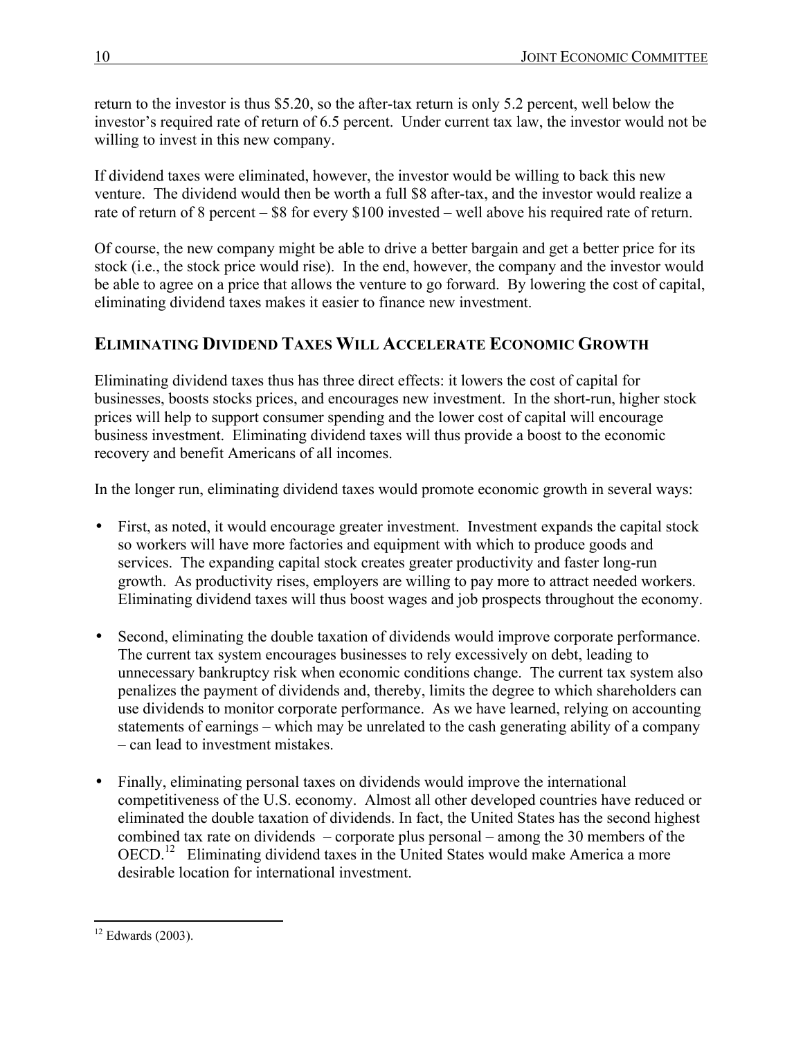return to the investor is thus $5.20, so the after-tax return is only 5.2 percent, well below the investor's required rate of return of 6.5 percent. Under current tax law, the investor would not be willing to invest in this new company.

If dividend taxes were eliminated, however, the investor would be willing to back this new venture. The dividend would then be worth a full $8 after-tax, and the investor would realize a rate of return of 8 percent – $8 for every $100 invested – well above his required rate of return.

Of course, the new company might be able to drive a better bargain and get a better price for its stock (i.e., the stock price would rise). In the end, however, the company and the investor would be able to agree on a price that allows the venture to go forward. By lowering the cost of capital, eliminating dividend taxes makes it easier to finance new investment.

## ELIMINATING DIVIDEND TAXES WILL ACCELERATE ECONOMIC GROWTH

Eliminating dividend taxes thus has three direct effects: it lowers the cost of capital for businesses, boosts stocks prices, and encourages new investment. In the short-run, higher stock prices will help to support consumer spending and the lower cost of capital will encourage business investment. Eliminating dividend taxes will thus provide a boost to the economic recovery and benefit Americans of all incomes.

In the longer run, eliminating dividend taxes would promote economic growth in several ways:

- First, as noted, it would encourage greater investment. Investment expands the capital stock so workers will have more factories and equipment with which to produce goods and services. The expanding capital stock creates greater productivity and faster long-run growth. As productivity rises, employers are willing to pay more to attract needed workers. Eliminating dividend taxes will thus boost wages and job prospects throughout the economy.

- Second, eliminating the double taxation of dividends would improve corporate performance. The current tax system encourages businesses to rely excessively on debt, leading to unnecessary bankruptcy risk when economic conditions change. The current tax system also penalizes the payment of dividends and, thereby, limits the degree to which shareholders can use dividends to monitor corporate performance. As we have learned, relying on accounting statements of earnings – which may be unrelated to the cash generating ability of a company – can lead to investment mistakes.

- Finally, eliminating personal taxes on dividends would improve the international competitiveness of the U.S. economy. Almost all other developed countries have reduced or eliminated the double taxation of dividends. In fact, the United States has the second highest combined tax rate on dividends – corporate plus personal – among the 30 members of the OECD.[12] Eliminating dividend taxes in the United States would make America a more desirable location for international investment.

[12] Edwards (2003).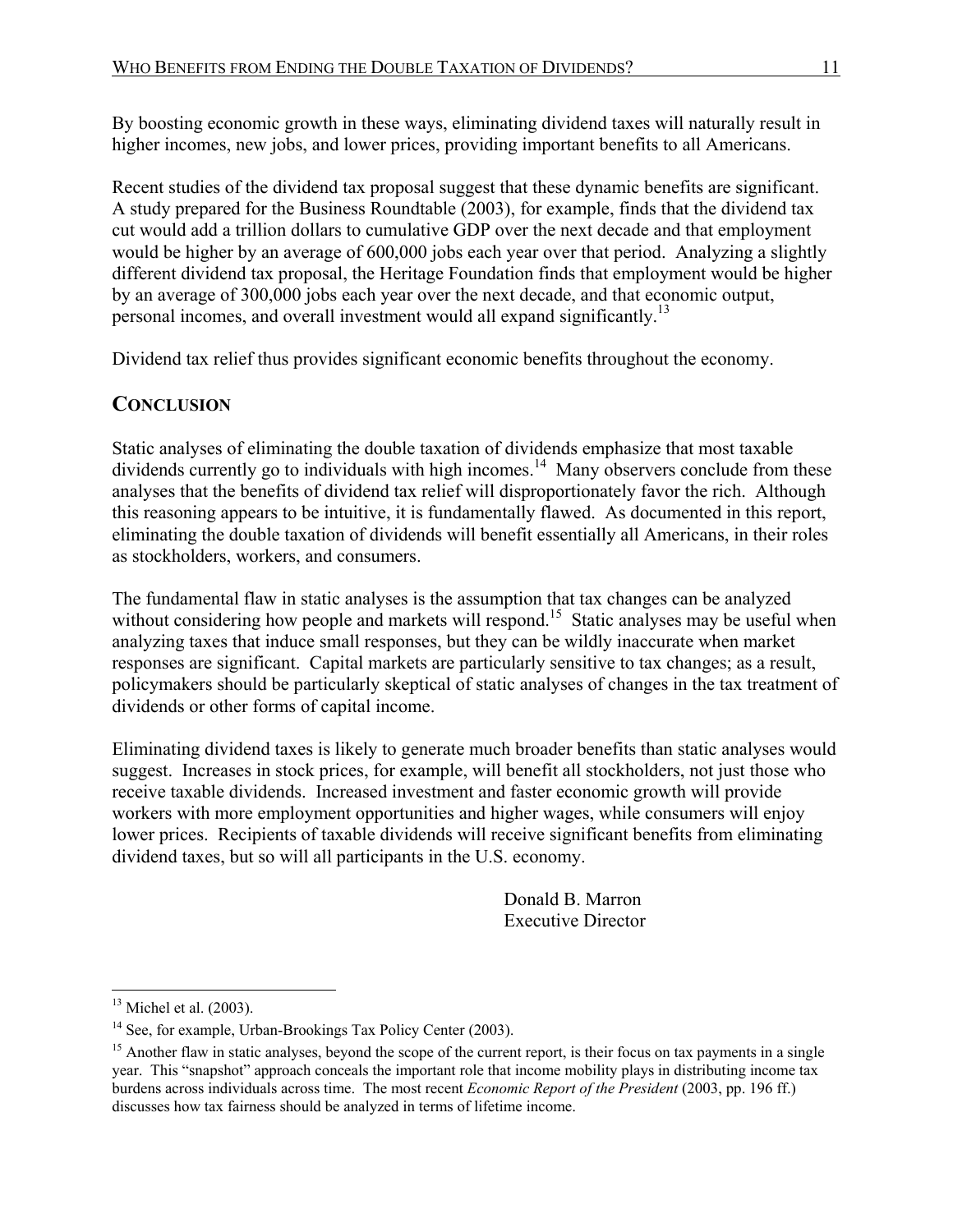By boosting economic growth in these ways, eliminating dividend taxes will naturally result in higher incomes, new jobs, and lower prices, providing important benefits to all Americans.

Recent studies of the dividend tax proposal suggest that these dynamic benefits are significant. A study prepared for the Business Roundtable (2003), for example, finds that the dividend tax cut would add a trillion dollars to cumulative GDP over the next decade and that employment would be higher by an average of 600,000 jobs each year over that period. Analyzing a slightly different dividend tax proposal, the Heritage Foundation finds that employment would be higher by an average of 300,000 jobs each year over the next decade, and that economic output, personal incomes, and overall investment would all expand significantly.[13]

Dividend tax relief thus provides significant economic benefits throughout the economy.

## CONCLUSION

Static analyses of eliminating the double taxation of dividends emphasize that most taxable dividends currently go to individuals with high incomes.[14] Many observers conclude from these analyses that the benefits of dividend tax relief will disproportionately favor the rich. Although this reasoning appears to be intuitive, it is fundamentally flawed. As documented in this report, eliminating the double taxation of dividends will benefit essentially all Americans, in their roles as stockholders, workers, and consumers.

The fundamental flaw in static analyses is the assumption that tax changes can be analyzed without considering how people and markets will respond.[15] Static analyses may be useful when analyzing taxes that induce small responses, but they can be wildly inaccurate when market responses are significant. Capital markets are particularly sensitive to tax changes; as a result, policymakers should be particularly skeptical of static analyses of changes in the tax treatment of dividends or other forms of capital income.

Eliminating dividend taxes is likely to generate much broader benefits than static analyses would suggest. Increases in stock prices, for example, will benefit all stockholders, not just those who receive taxable dividends. Increased investment and faster economic growth will provide workers with more employment opportunities and higher wages, while consumers will enjoy lower prices. Recipients of taxable dividends will receive significant benefits from eliminating dividend taxes, but so will all participants in the U.S. economy.

Donald B. Marron
Executive Director

---

[13] Michel et al. (2003).

[14] See, for example, Urban-Brookings Tax Policy Center (2003).

[15] Another flaw in static analyses, beyond the scope of the current report, is their focus on tax payments in a single year. This "snapshot" approach conceals the important role that income mobility plays in distributing income tax burdens across individuals across time. The most recent *Economic Report of the President* (2003, pp. 196 ff.) discusses how tax fairness should be analyzed in terms of lifetime income.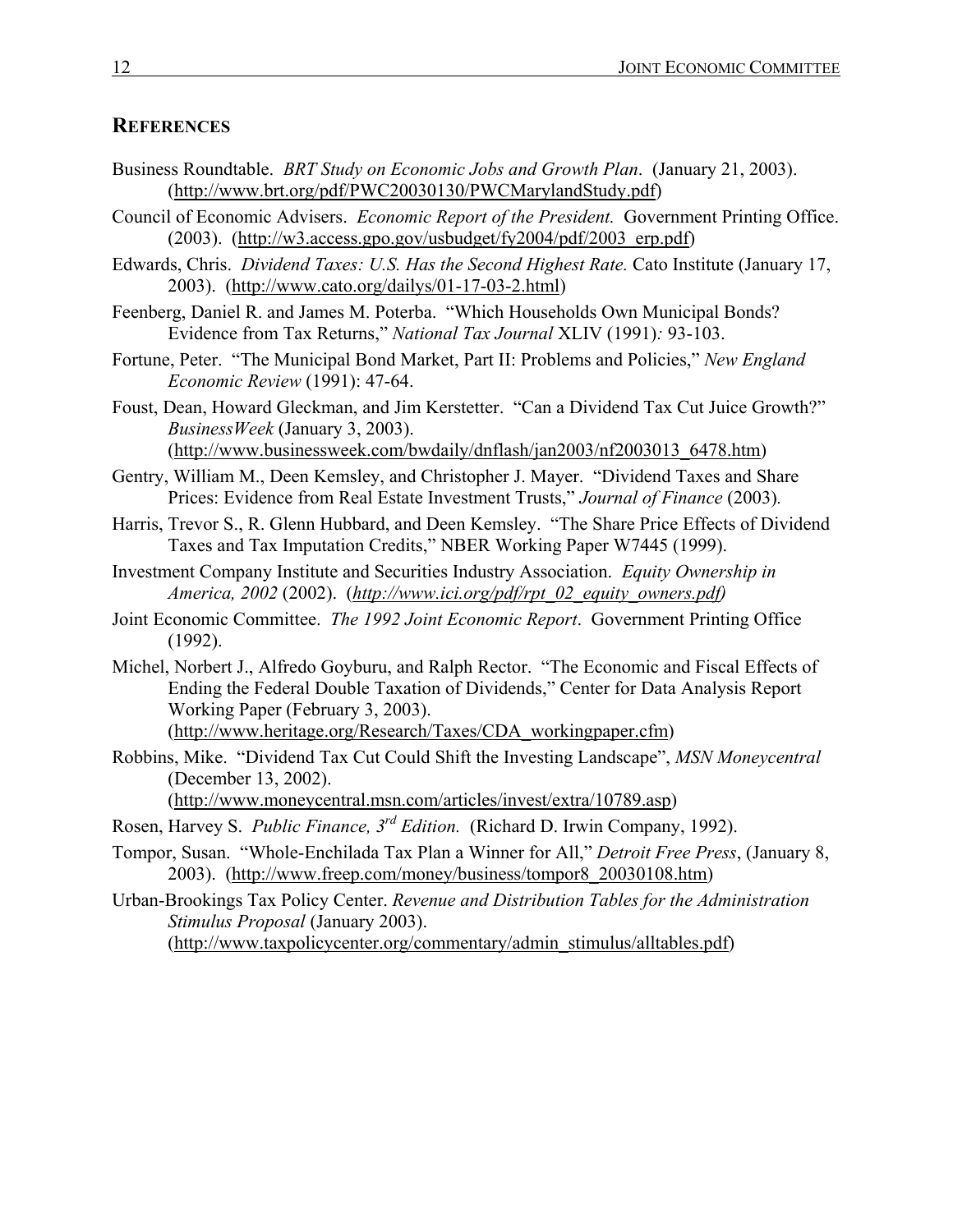## REFERENCES

Business Roundtable. *BRT Study on Economic Jobs and Growth Plan*. (January 21, 2003). (http://www.brt.org/pdf/PWC20030130/PWCMarylandStudy.pdf)

Council of Economic Advisers. *Economic Report of the President.* Government Printing Office. (2003). (http://w3.access.gpo.gov/usbudget/fy2004/pdf/2003_erp.pdf)

Edwards, Chris. *Dividend Taxes: U.S. Has the Second Highest Rate.* Cato Institute (January 17, 2003). (http://www.cato.org/dailys/01-17-03-2.html)

Feenberg, Daniel R. and James M. Poterba. "Which Households Own Municipal Bonds? Evidence from Tax Returns," *National Tax Journal* XLIV (1991)*:* 93-103.

Fortune, Peter. "The Municipal Bond Market, Part II: Problems and Policies," *New England Economic Review* (1991): 47-64.

Foust, Dean, Howard Gleckman, and Jim Kerstetter. "Can a Dividend Tax Cut Juice Growth?" *BusinessWeek* (January 3, 2003). (http://www.businessweek.com/bwdaily/dnflash/jan2003/nf2003013_6478.htm)

Gentry, William M., Deen Kemsley, and Christopher J. Mayer. "Dividend Taxes and Share Prices: Evidence from Real Estate Investment Trusts," *Journal of Finance* (2003)*.*

Harris, Trevor S., R. Glenn Hubbard, and Deen Kemsley. "The Share Price Effects of Dividend Taxes and Tax Imputation Credits," NBER Working Paper W7445 (1999).

Investment Company Institute and Securities Industry Association. *Equity Ownership in America, 2002* (2002). (*http://www.ici.org/pdf/rpt_02_equity_owners.pdf)*

Joint Economic Committee. *The 1992 Joint Economic Report*. Government Printing Office (1992).

Michel, Norbert J., Alfredo Goyburu, and Ralph Rector. "The Economic and Fiscal Effects of Ending the Federal Double Taxation of Dividends," Center for Data Analysis Report Working Paper (February 3, 2003). (http://www.heritage.org/Research/Taxes/CDA_workingpaper.cfm)

Robbins, Mike. "Dividend Tax Cut Could Shift the Investing Landscape", *MSN Moneycentral* (December 13, 2002). (http://www.moneycentral.msn.com/articles/invest/extra/10789.asp)

Rosen, Harvey S. *Public Finance, 3rd Edition.* (Richard D. Irwin Company, 1992).

Tompor, Susan. "Whole-Enchilada Tax Plan a Winner for All," *Detroit Free Press*, (January 8, 2003). (http://www.freep.com/money/business/tompor8_20030108.htm)

Urban-Brookings Tax Policy Center. *Revenue and Distribution Tables for the Administration Stimulus Proposal* (January 2003). (http://www.taxpolicycenter.org/commentary/admin_stimulus/alltables.pdf)